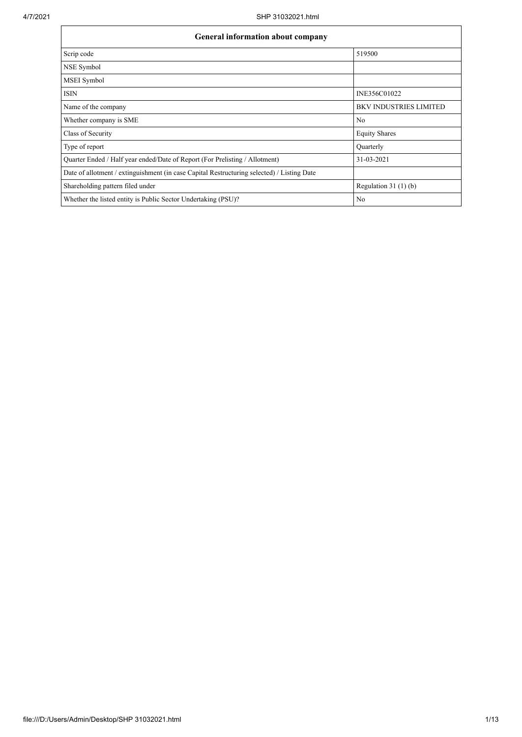| General information about company | |
|---|---|
| Scrip code | 519500 |
| NSE Symbol | |
| MSEI Symbol | |
| ISIN | INE356C01022 |
| Name of the company | BKV INDUSTRIES LIMITED |
| Whether company is SME | No |
| Class of Security | Equity Shares |
| Type of report | Quarterly |
| Quarter Ended / Half year ended/Date of Report (For Prelisting / Allotment) | 31-03-2021 |
| Date of allotment / extinguishment (in case Capital Restructuring selected) / Listing Date | |
| Shareholding pattern filed under | Regulation 31 (1) (b) |
| Whether the listed entity is Public Sector Undertaking (PSU)? | No |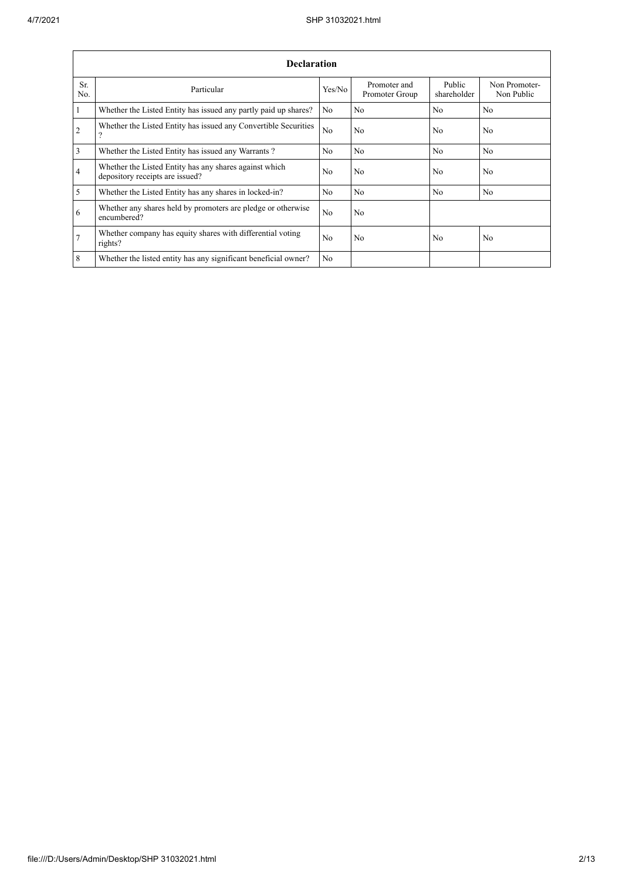| Declaration | | | | | |
|---|---|---|---|---|---|
| Sr. No. | Particular | Yes/No | Promoter and Promoter Group | Public shareholder | Non Promoter- Non Public |
| 1 | Whether the Listed Entity has issued any partly paid up shares? | No | No | No | No |
| 2 | Whether the Listed Entity has issued any Convertible Securities ? | No | No | No | No |
| 3 | Whether the Listed Entity has issued any Warrants ? | No | No | No | No |
| 4 | Whether the Listed Entity has any shares against which depository receipts are issued? | No | No | No | No |
| 5 | Whether the Listed Entity has any shares in locked-in? | No | No | No | No |
| 6 | Whether any shares held by promoters are pledge or otherwise encumbered? | No | No | | |
| 7 | Whether company has equity shares with differential voting rights? | No | No | No | No |
| 8 | Whether the listed entity has any significant beneficial owner? | No | | | |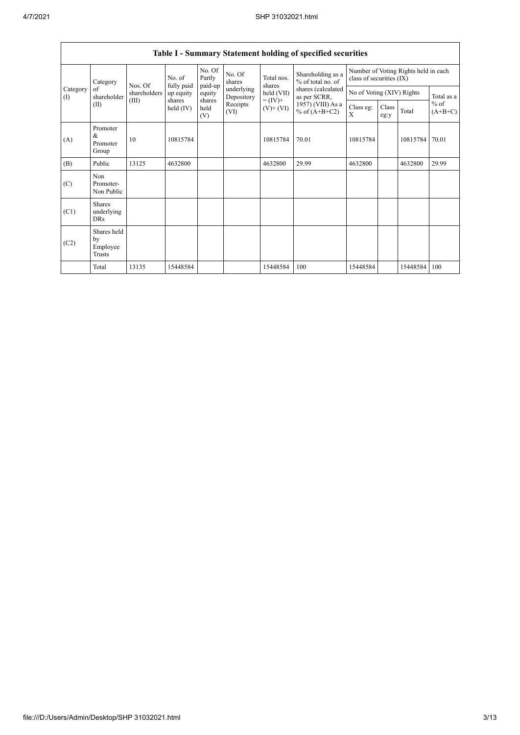| Table I - Summary Statement holding of specified securities | | | | | | | | | | | | |
|---|---|---|---|---|---|---|---|---|---|---|---|---|
| Category (I) | Category of shareholder (II) | Nos. Of shareholders (III) | No. of fully paid up equity shares held (IV) | No. Of Partly paid-up equity shares held (V) | No. Of shares underlying Depository Receipts (VI) | Total nos. shares held (VII) = (IV)+ (V)+ (VI) | Shareholding as a % of total no. of shares (calculated as per SCRR, 1957) (VIII) As a % of (A+B+C2) | Number of Voting Rights held in each class of securities (IX) | | | |
| | | | | | | | | No of Voting (XIV) Rights | | | Total as a % of (A+B+C) |
| | | | | | | | | Class eg: X | Class eg:y | Total | |
| (A) | Promoter & Promoter Group | 10 | 10815784 | | | 10815784 | 70.01 | 10815784 | | 10815784 | 70.01 |
| (B) | Public | 13125 | 4632800 | | | 4632800 | 29.99 | 4632800 | | 4632800 | 29.99 |
| (C) | Non Promoter- Non Public | | | | | | | | | | |
| (C1) | Shares underlying DRs | | | | | | | | | | |
| (C2) | Shares held by Employee Trusts | | | | | | | | | | |
| | Total | 13135 | 15448584 | | | 15448584 | 100 | 15448584 | | 15448584 | 100 |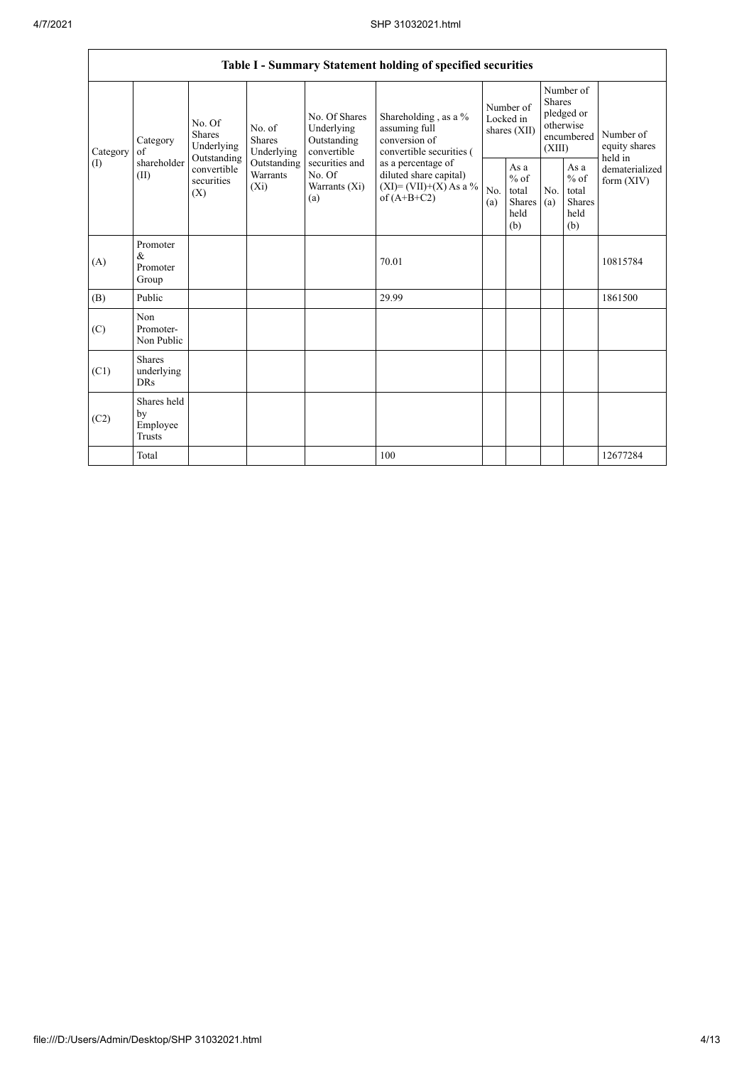| Table I - Summary Statement holding of specified securities | | | | | | | | | | | |
|---|---|---|---|---|---|---|---|---|---|---|---|
| Category (I) | Category of shareholder (II) | No. Of Shares Underlying Outstanding convertible securities (X) | No. of Shares Underlying Outstanding Warrants (Xi) | No. Of Shares Underlying Outstanding convertible securities and No. Of Warrants (Xi) (a) | Shareholding , as a % assuming full conversion of convertible securities ( as a percentage of diluted share capital) (XI)= (VII)+(X) As a % of (A+B+C2) | Number of Locked in shares (XII) | | Number of Shares pledged or otherwise encumbered (XIII) | | Number of equity shares held in dematerialized form (XIV) |
| | | | | | | No. (a) | As a % of total Shares held (b) | No. (a) | As a % of total Shares held (b) | |
| (A) | Promoter & Promoter Group | | | | 70.01 | | | | | 10815784 |
| (B) | Public | | | | 29.99 | | | | | 1861500 |
| (C) | Non Promoter- Non Public | | | | | | | | | |
| (C1) | Shares underlying DRs | | | | | | | | | |
| (C2) | Shares held by Employee Trusts | | | | | | | | | |
| | Total | | | | 100 | | | | | 12677284 |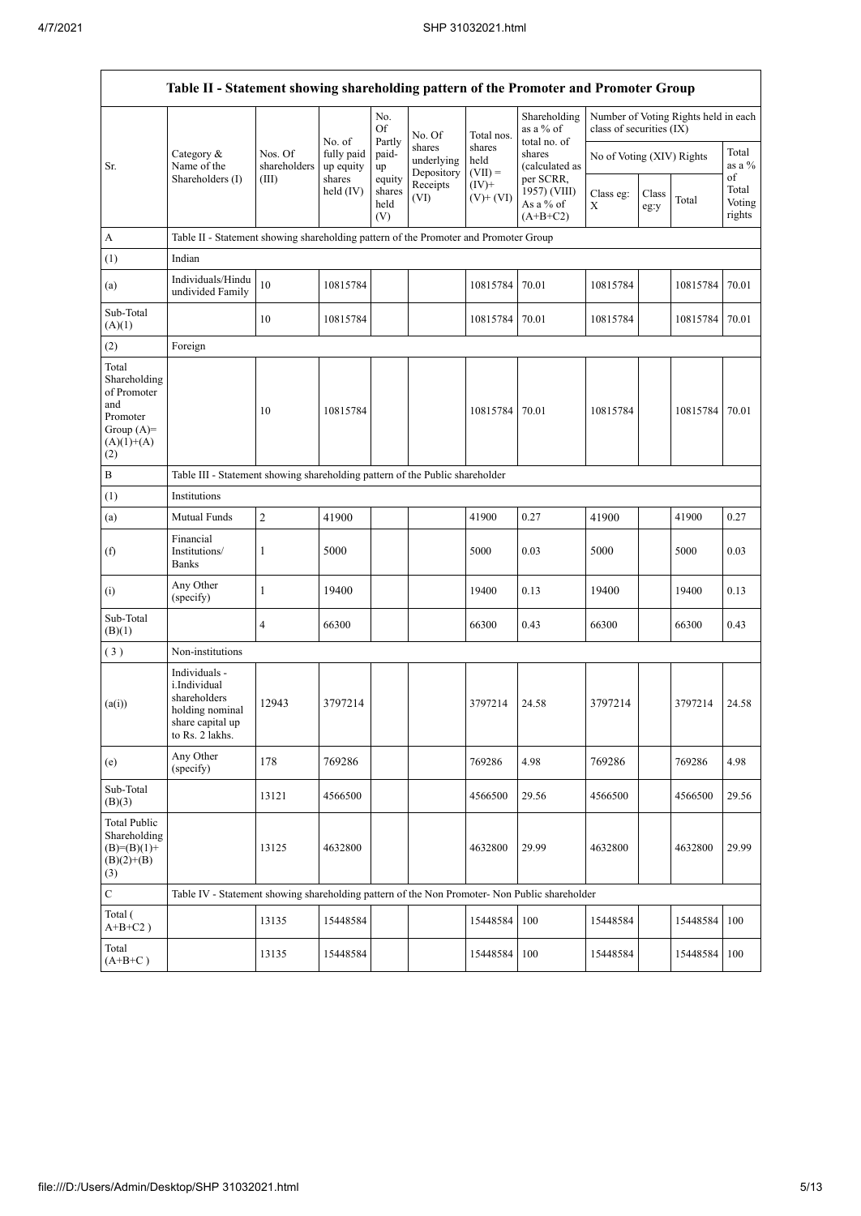| Table II - Statement showing shareholding pattern of the Promoter and Promoter Group | | | | | | | | | | | |
|---|---|---|---|---|---|---|---|---|---|---|---|
| Sr. | Category & Name of the Shareholders (I) | Nos. Of shareholders (III) | No. of fully paid up equity shares held (IV) | No. Of Partly paid-up equity shares held (V) | No. Of shares underlying Depository Receipts (VI) | Total nos. shares held (VII) = (IV)+ (V)+ (VI) | Shareholding as a % of total no. of shares (calculated as per SCRR, 1957) (VIII) As a % of (A+B+C2) | Number of Voting Rights held in each class of securities (IX) | | | |
| | | | | | | | | No of Voting (XIV) Rights | | | Total as a % of Total Voting rights |
| | | | | | | | | Class eg: X | Class eg:y | Total | |
| A | Table II - Statement showing shareholding pattern of the Promoter and Promoter Group | | | | | | | | | | |
| (1) | Indian | | | | | | | | | | |
| (a) | Individuals/Hindu undivided Family | 10 | 10815784 | | | 10815784 | 70.01 | 10815784 | | 10815784 | 70.01 |
| Sub-Total (A)(1) | | 10 | 10815784 | | | 10815784 | 70.01 | 10815784 | | 10815784 | 70.01 |
| (2) | Foreign | | | | | | | | | | |
| Total Shareholding of Promoter and Promoter Group (A)=(A)(1)+(A)(2) | | 10 | 10815784 | | | 10815784 | 70.01 | 10815784 | | 10815784 | 70.01 |
| B | Table III - Statement showing shareholding pattern of the Public shareholder | | | | | | | | | | |
| (1) | Institutions | | | | | | | | | | |
| (a) | Mutual Funds | 2 | 41900 | | | 41900 | 0.27 | 41900 | | 41900 | 0.27 |
| (f) | Financial Institutions/ Banks | 1 | 5000 | | | 5000 | 0.03 | 5000 | | 5000 | 0.03 |
| (i) | Any Other (specify) | 1 | 19400 | | | 19400 | 0.13 | 19400 | | 19400 | 0.13 |
| Sub-Total (B)(1) | | 4 | 66300 | | | 66300 | 0.43 | 66300 | | 66300 | 0.43 |
| (3) | Non-institutions | | | | | | | | | | |
| (a(i)) | Individuals - i.Individual shareholders holding nominal share capital up to Rs. 2 lakhs. | 12943 | 3797214 | | | 3797214 | 24.58 | 3797214 | | 3797214 | 24.58 |
| (e) | Any Other (specify) | 178 | 769286 | | | 769286 | 4.98 | 769286 | | 769286 | 4.98 |
| Sub-Total (B)(3) | | 13121 | 4566500 | | | 4566500 | 29.56 | 4566500 | | 4566500 | 29.56 |
| Total Public Shareholding (B)=(B)(1)+(B)(2)+(B)(3) | | 13125 | 4632800 | | | 4632800 | 29.99 | 4632800 | | 4632800 | 29.99 |
| C | Table IV - Statement showing shareholding pattern of the Non Promoter- Non Public shareholder | | | | | | | | | | |
| Total ( A+B+C2 ) | | 13135 | 15448584 | | | 15448584 | 100 | 15448584 | | 15448584 | 100 |
| Total (A+B+C ) | | 13135 | 15448584 | | | 15448584 | 100 | 15448584 | | 15448584 | 100 |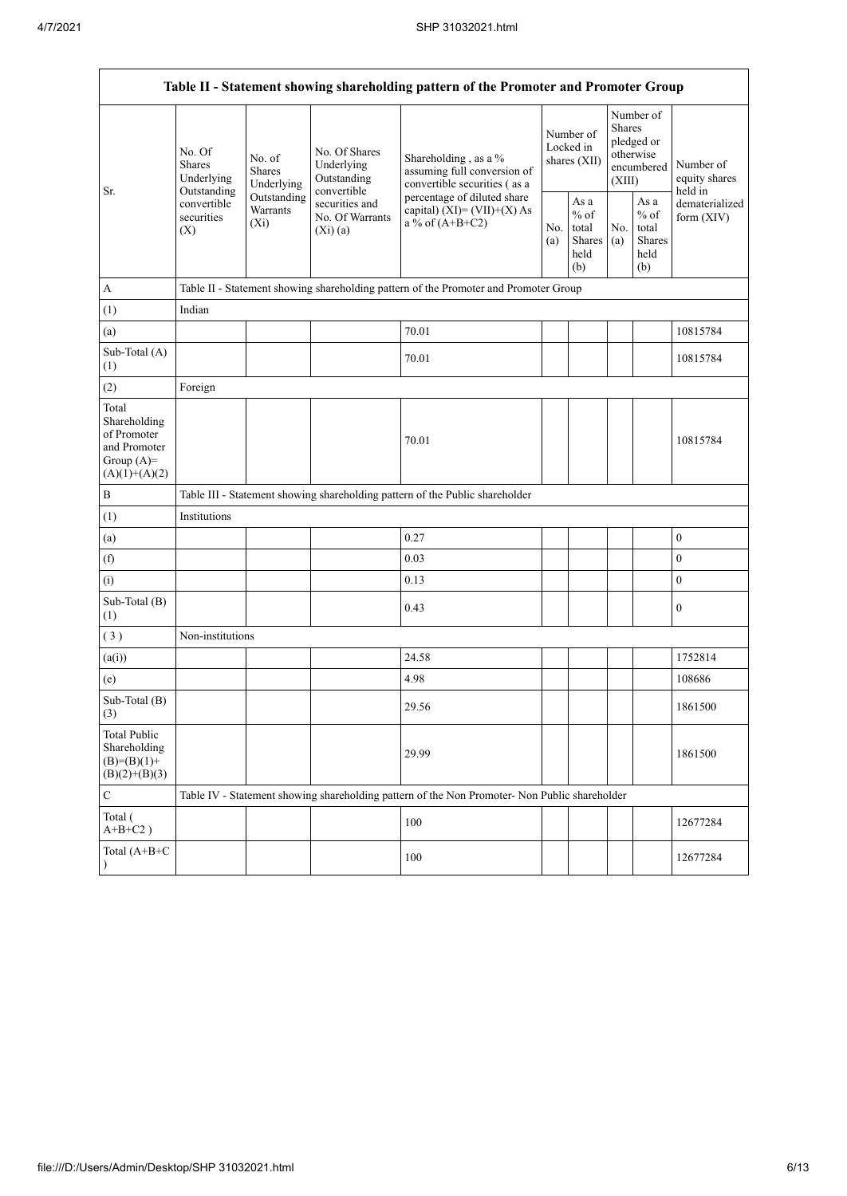| Table II - Statement showing shareholding pattern of the Promoter and Promoter Group | | | | | | | | | |
|---|---|---|---|---|---|---|---|---|---|
| Sr. | No. Of Shares Underlying Outstanding convertible securities (X) | No. of Shares Underlying Outstanding Warrants (Xi) | No. Of Shares Underlying Outstanding convertible securities and No. Of Warrants (Xi) (a) | Shareholding , as a % assuming full conversion of convertible securities ( as a percentage of diluted share capital) (XI)= (VII)+(X) As a % of (A+B+C2) | Number of Locked in shares (XII) | | Number of Shares pledged or otherwise encumbered (XIII) | | Number of equity shares held in dematerialized form (XIV) |
| | | | | | No. (a) | As a % of total Shares held (b) | No. (a) | As a % of total Shares held (b) | |
| A | Table II - Statement showing shareholding pattern of the Promoter and Promoter Group | | | | | | | | |
| (1) | Indian | | | | | | | | |
| (a) | | | | 70.01 | | | | | 10815784 |
| Sub-Total (A) (1) | | | | 70.01 | | | | | 10815784 |
| (2) | Foreign | | | | | | | | |
| Total Shareholding of Promoter and Promoter Group (A)= (A)(1)+(A)(2) | | | | 70.01 | | | | | 10815784 |
| B | Table III - Statement showing shareholding pattern of the Public shareholder | | | | | | | | |
| (1) | Institutions | | | | | | | | |
| (a) | | | | 0.27 | | | | | 0 |
| (f) | | | | 0.03 | | | | | 0 |
| (i) | | | | 0.13 | | | | | 0 |
| Sub-Total (B) (1) | | | | 0.43 | | | | | 0 |
| ( 3 ) | Non-institutions | | | | | | | | |
| (a(i)) | | | | 24.58 | | | | | 1752814 |
| (e) | | | | 4.98 | | | | | 108686 |
| Sub-Total (B) (3) | | | | 29.56 | | | | | 1861500 |
| Total Public Shareholding (B)=(B)(1)+(B)(2)+(B)(3) | | | | 29.99 | | | | | 1861500 |
| C | Table IV - Statement showing shareholding pattern of the Non Promoter- Non Public shareholder | | | | | | | | |
| Total ( A+B+C2 ) | | | | 100 | | | | | 12677284 |
| Total (A+B+C ) | | | | 100 | | | | | 12677284 |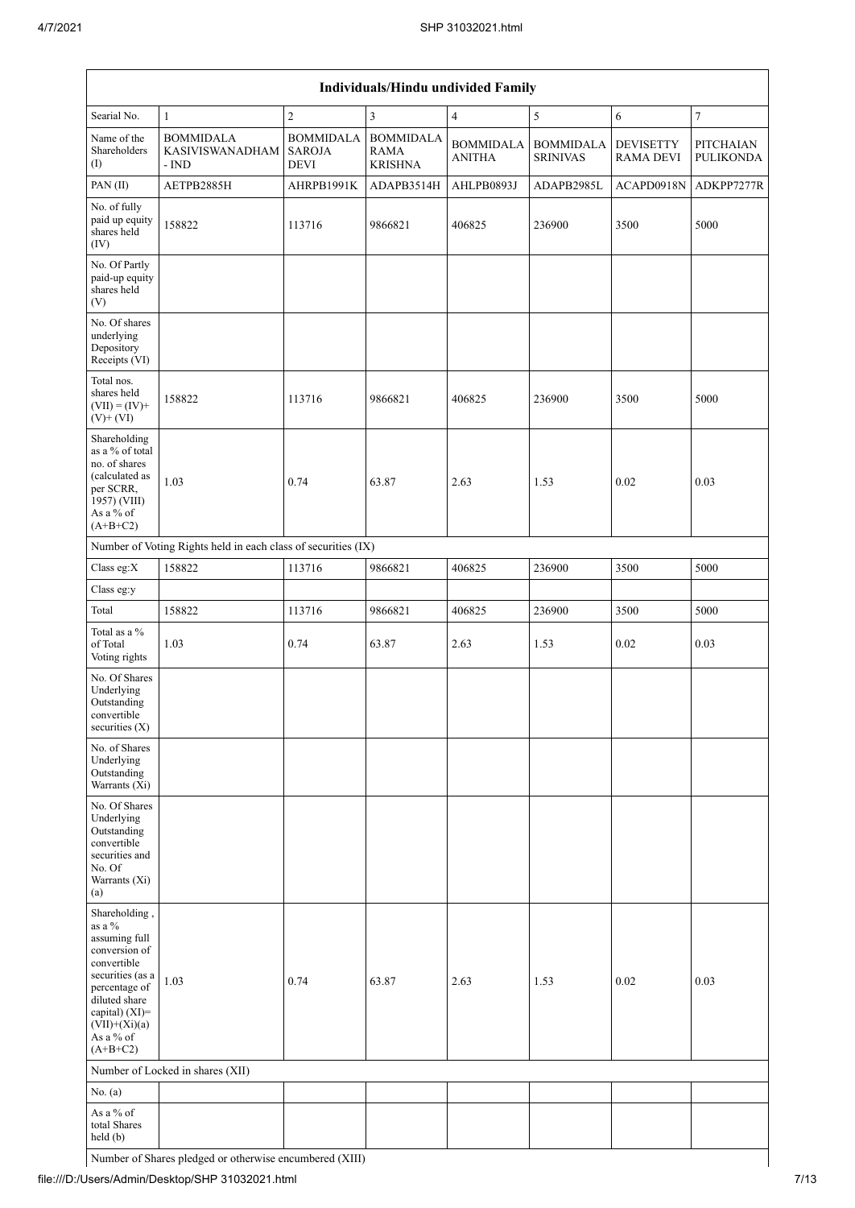| Individuals/Hindu undivided Family | | | | | | | |
|---|---|---|---|---|---|---|---|
| Searial No. | 1 | 2 | 3 | 4 | 5 | 6 | 7 |
| Name of the Shareholders (I) | BOMMIDALA KASIVISWANADHAM - IND | BOMMIDALA SAROJA DEVI | BOMMIDALA RAMA KRISHNA | BOMMIDALA ANITHA | BOMMIDALA SRINIVAS | DEVISETTY RAMA DEVI | PITCHAIAN PULIKONDA |
| PAN (II) | AETPB2885H | AHRPB1991K | ADAPB3514H | AHLPB0893J | ADAPB2985L | ACAPD0918N | ADKPP7277R |
| No. of fully paid up equity shares held (IV) | 158822 | 113716 | 9866821 | 406825 | 236900 | 3500 | 5000 |
| No. Of Partly paid-up equity shares held (V) | | | | | | | |
| No. Of shares underlying Depository Receipts (VI) | | | | | | | |
| Total nos. shares held (VII) = (IV)+ (V)+ (VI) | 158822 | 113716 | 9866821 | 406825 | 236900 | 3500 | 5000 |
| Shareholding as a % of total no. of shares (calculated as per SCRR, 1957) (VIII) As a % of (A+B+C2) | 1.03 | 0.74 | 63.87 | 2.63 | 1.53 | 0.02 | 0.03 |
| Number of Voting Rights held in each class of securities (IX) | | | | | | | |
| Class eg:X | 158822 | 113716 | 9866821 | 406825 | 236900 | 3500 | 5000 |
| Class eg:y | | | | | | | |
| Total | 158822 | 113716 | 9866821 | 406825 | 236900 | 3500 | 5000 |
| Total as a % of Total Voting rights | 1.03 | 0.74 | 63.87 | 2.63 | 1.53 | 0.02 | 0.03 |
| No. Of Shares Underlying Outstanding convertible securities (X) | | | | | | | |
| No. of Shares Underlying Outstanding Warrants (Xi) | | | | | | | |
| No. Of Shares Underlying Outstanding convertible securities and No. Of Warrants (Xi) (a) | | | | | | | |
| Shareholding , as a % assuming full conversion of convertible securities (as a percentage of diluted share capital) (XI)= (VII)+(Xi)(a) As a % of (A+B+C2) | 1.03 | 0.74 | 63.87 | 2.63 | 1.53 | 0.02 | 0.03 |
| Number of Locked in shares (XII) | | | | | | | |
| No. (a) | | | | | | | |
| As a % of total Shares held (b) | | | | | | | |
| Number of Shares pledged or otherwise encumbered (XIII) | | | | | | | |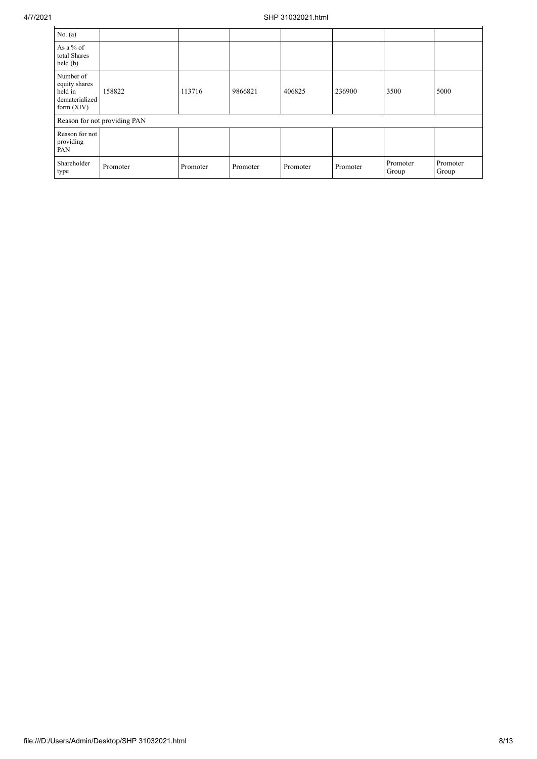| No. (a) | | | | | | | |
|---|---|---|---|---|---|---|---|
| As a % of total Shares held (b) | | | | | | | |
| Number of equity shares held in dematerialized form (XIV) | 158822 | 113716 | 9866821 | 406825 | 236900 | 3500 | 5000 |
| Reason for not providing PAN | | | | | | | |
| Reason for not providing PAN | | | | | | | |
| Shareholder type | Promoter | Promoter | Promoter | Promoter | Promoter | Promoter Group | Promoter Group |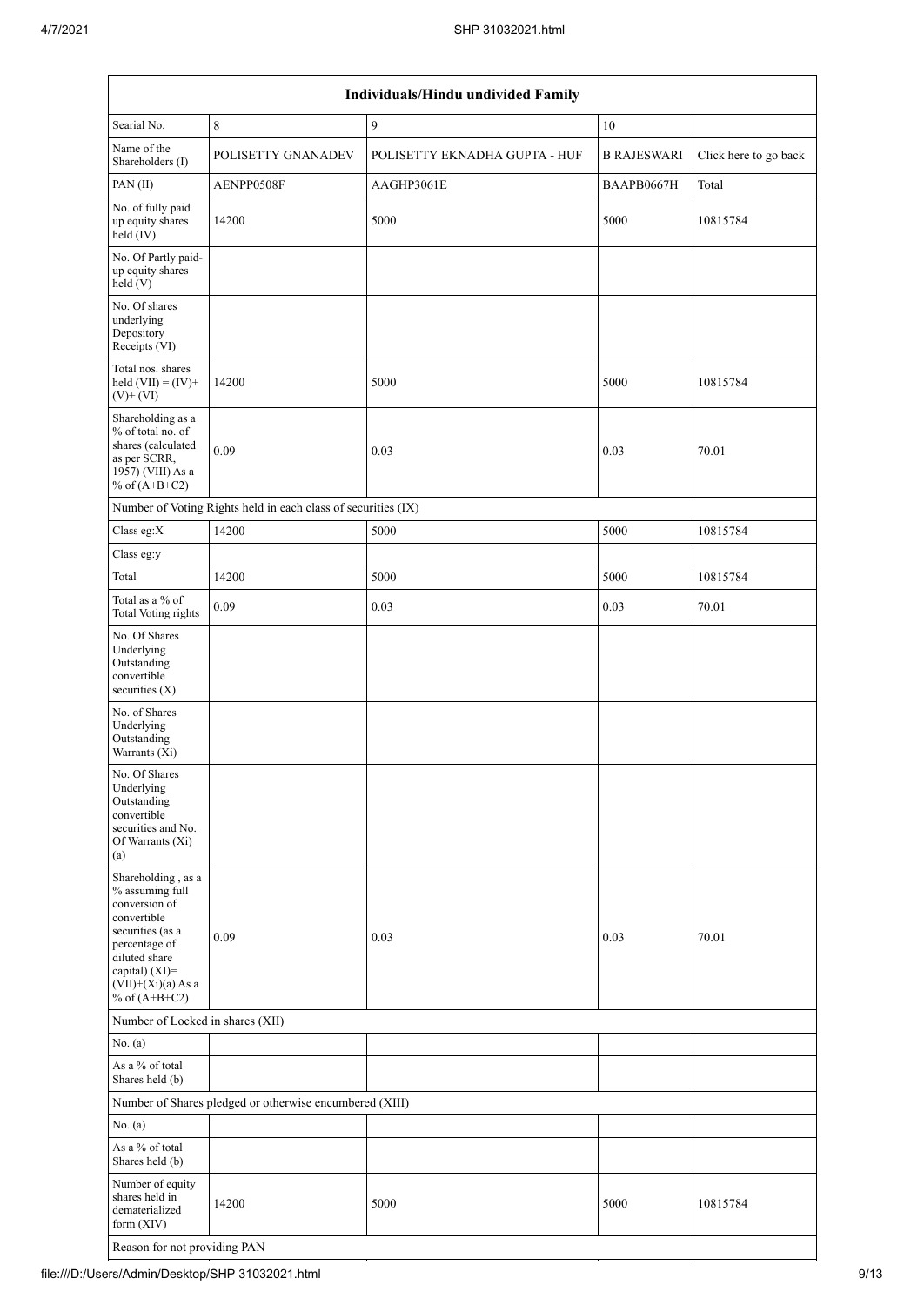| Individuals/Hindu undivided Family | | | | |
|---|---|---|---|---|
| Searial No. | 8 | 9 | 10 | |
| Name of the Shareholders (I) | POLISETTY GNANADEV | POLISETTY EKNADHA GUPTA - HUF | B RAJESWARI | Click here to go back |
| PAN (II) | AENPP0508F | AAGHP3061E | BAAPB0667H | Total |
| No. of fully paid up equity shares held (IV) | 14200 | 5000 | 5000 | 10815784 |
| No. Of Partly paid-up equity shares held (V) | | | | |
| No. Of shares underlying Depository Receipts (VI) | | | | |
| Total nos. shares held (VII) = (IV)+ (V)+ (VI) | 14200 | 5000 | 5000 | 10815784 |
| Shareholding as a % of total no. of shares (calculated as per SCRR, 1957) (VIII) As a % of (A+B+C2) | 0.09 | 0.03 | 0.03 | 70.01 |
| Number of Voting Rights held in each class of securities (IX) | | | | |
| Class eg:X | 14200 | 5000 | 5000 | 10815784 |
| Class eg:y | | | | |
| Total | 14200 | 5000 | 5000 | 10815784 |
| Total as a % of Total Voting rights | 0.09 | 0.03 | 0.03 | 70.01 |
| No. Of Shares Underlying Outstanding convertible securities (X) | | | | |
| No. of Shares Underlying Outstanding Warrants (Xi) | | | | |
| No. Of Shares Underlying Outstanding convertible securities and No. Of Warrants (Xi) (a) | | | | |
| Shareholding , as a % assuming full conversion of convertible securities (as a percentage of diluted share capital) (XI)= (VII)+(Xi)(a) As a % of (A+B+C2) | 0.09 | 0.03 | 0.03 | 70.01 |
| Number of Locked in shares (XII) | | | | |
| No. (a) | | | | |
| As a % of total Shares held (b) | | | | |
| Number of Shares pledged or otherwise encumbered (XIII) | | | | |
| No. (a) | | | | |
| As a % of total Shares held (b) | | | | |
| Number of equity shares held in dematerialized form (XIV) | 14200 | 5000 | 5000 | 10815784 |
| Reason for not providing PAN | | | | |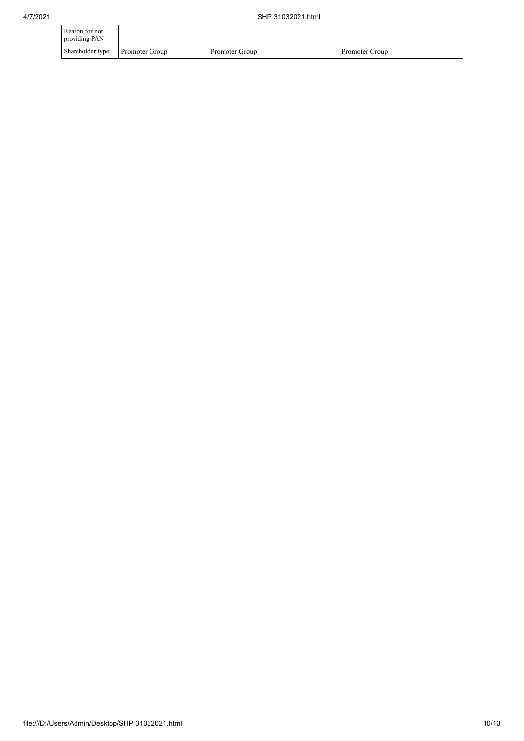| Reason for not providing PAN | | | | |
| --- | --- | --- | --- | --- |
| Shareholder type | Promoter Group | Promoter Group | Promoter Group | |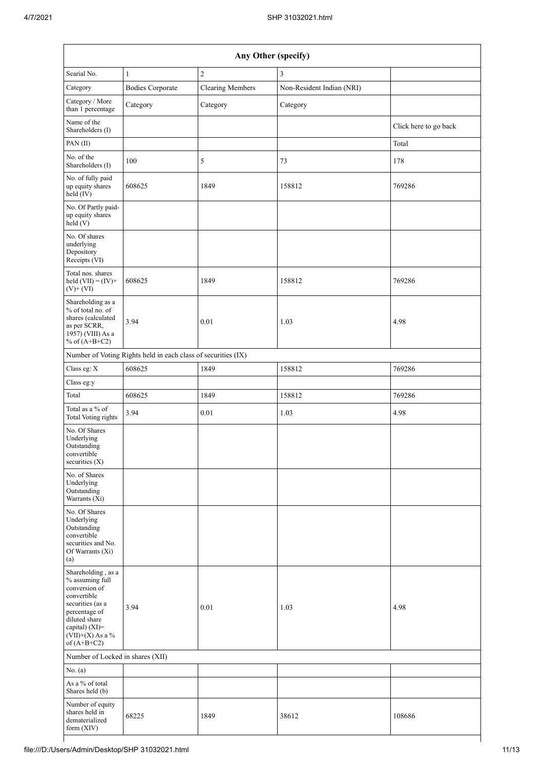| Any Other (specify) | | | | |
|---|---|---|---|---|
| Searial No. | 1 | 2 | 3 | |
| Category | Bodies Corporate | Clearing Members | Non-Resident Indian (NRI) | |
| Category / More than 1 percentage | Category | Category | Category | |
| Name of the Shareholders (I) | | | | Click here to go back |
| PAN (II) | | | | Total |
| No. of the Shareholders (I) | 100 | 5 | 73 | 178 |
| No. of fully paid up equity shares held (IV) | 608625 | 1849 | 158812 | 769286 |
| No. Of Partly paid-up equity shares held (V) | | | | |
| No. Of shares underlying Depository Receipts (VI) | | | | |
| Total nos. shares held (VII) = (IV)+ (V)+ (VI) | 608625 | 1849 | 158812 | 769286 |
| Shareholding as a % of total no. of shares (calculated as per SCRR, 1957) (VIII) As a % of (A+B+C2) | 3.94 | 0.01 | 1.03 | 4.98 |
| Number of Voting Rights held in each class of securities (IX) | | | | |
| Class eg: X | 608625 | 1849 | 158812 | 769286 |
| Class eg:y | | | | |
| Total | 608625 | 1849 | 158812 | 769286 |
| Total as a % of Total Voting rights | 3.94 | 0.01 | 1.03 | 4.98 |
| No. Of Shares Underlying Outstanding convertible securities (X) | | | | |
| No. of Shares Underlying Outstanding Warrants (Xi) | | | | |
| No. Of Shares Underlying Outstanding convertible securities and No. Of Warrants (Xi) (a) | | | | |
| Shareholding , as a % assuming full conversion of convertible securities (as a percentage of diluted share capital) (XI)= (VII)+(X) As a % of (A+B+C2) | 3.94 | 0.01 | 1.03 | 4.98 |
| Number of Locked in shares (XII) | | | | |
| No. (a) | | | | |
| As a % of total Shares held (b) | | | | |
| Number of equity shares held in dematerialized form (XIV) | 68225 | 1849 | 38612 | 108686 |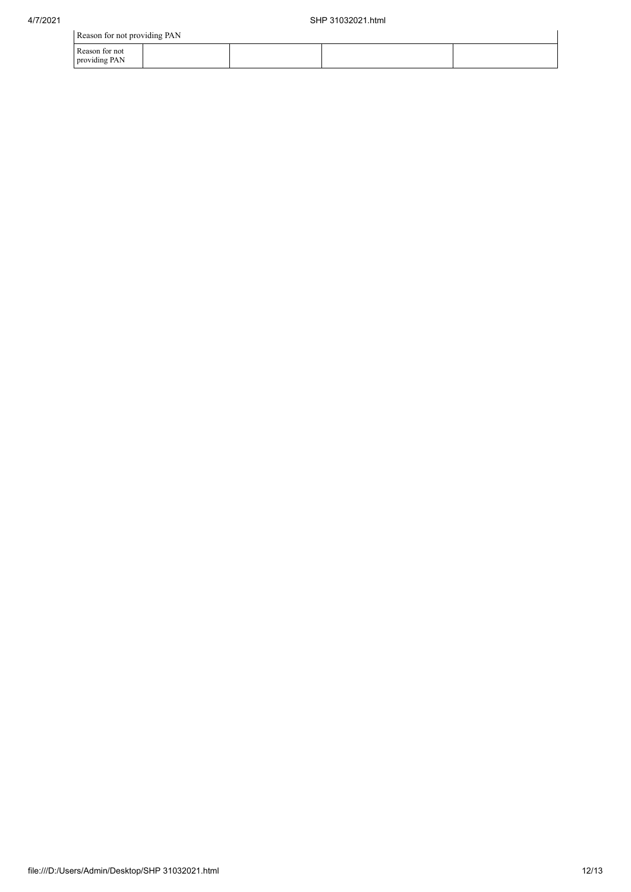| Reason for not providing PAN | | | | |
|---|---|---|---|---|
| Reason for not providing PAN | | | | |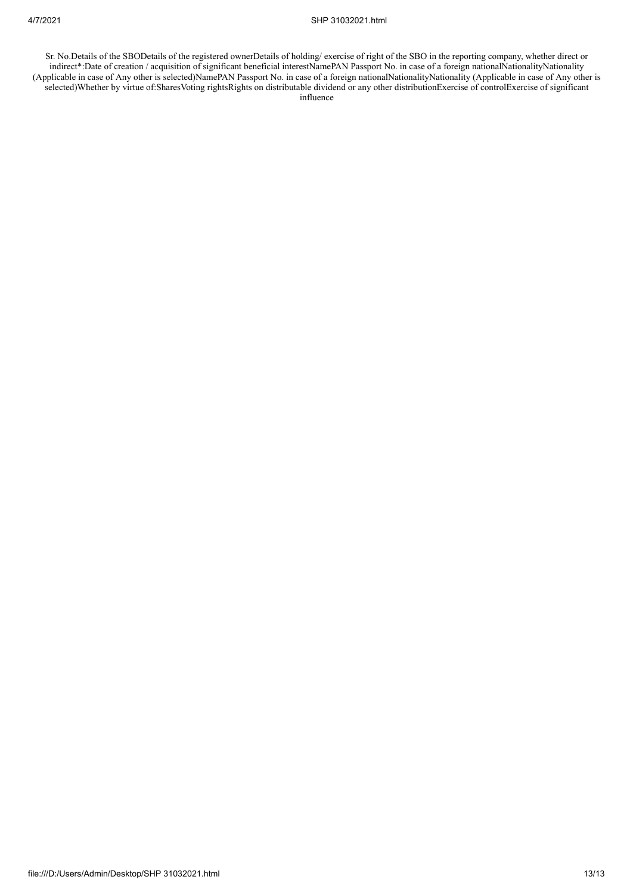Sr. No.Details of the SBODetails of the registered ownerDetails of holding/ exercise of right of the SBO in the reporting company, whether direct or indirect*:Date of creation / acquisition of significant beneficial interestNamePAN Passport No. in case of a foreign nationalNationalityNationality (Applicable in case of Any other is selected)NamePAN Passport No. in case of a foreign nationalNationalityNationality (Applicable in case of Any other is selected)Whether by virtue of:SharesVoting rightsRights on distributable dividend or any other distributionExercise of controlExercise of significant influence